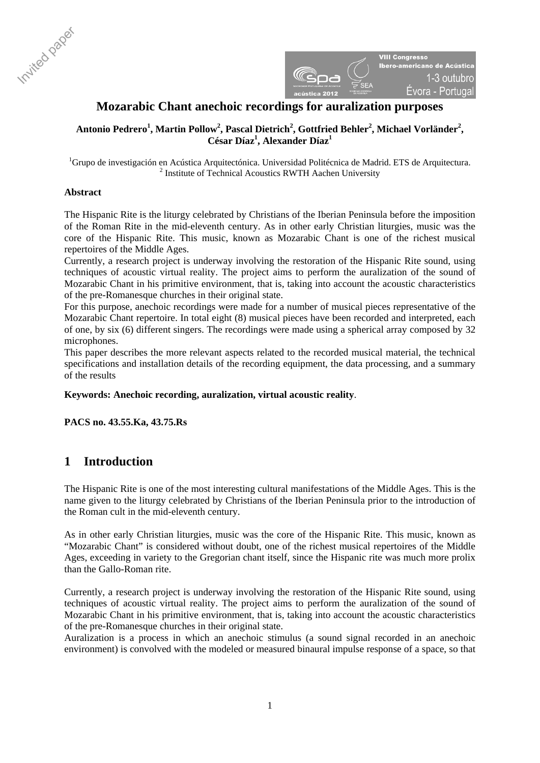# Mozarabic Chant anechoic recordings for auralization purposes

**Antonio Pedrero[1], Martin Pollow[2], Pascal Dietrich[2], Gottfried Behler[2], Michael Vorländer[2], César Díaz[1], Alexander Díaz[1]**

[1]Grupo de investigación en Acústica Arquitectónica. Universidad Politécnica de Madrid. ETS de Arquitectura.
[2] Institute of Technical Acoustics RWTH Aachen University

**Abstract**

The Hispanic Rite is the liturgy celebrated by Christians of the Iberian Peninsula before the imposition of the Roman Rite in the mid-eleventh century. As in other early Christian liturgies, music was the core of the Hispanic Rite. This music, known as Mozarabic Chant is one of the richest musical repertoires of the Middle Ages.
Currently, a research project is underway involving the restoration of the Hispanic Rite sound, using techniques of acoustic virtual reality. The project aims to perform the auralization of the sound of Mozarabic Chant in his primitive environment, that is, taking into account the acoustic characteristics of the pre-Romanesque churches in their original state.
For this purpose, anechoic recordings were made for a number of musical pieces representative of the Mozarabic Chant repertoire. In total eight (8) musical pieces have been recorded and interpreted, each of one, by six (6) different singers. The recordings were made using a spherical array composed by 32 microphones.
This paper describes the more relevant aspects related to the recorded musical material, the technical specifications and installation details of the recording equipment, the data processing, and a summary of the results

**Keywords: Anechoic recording, auralization, virtual acoustic reality**.

**PACS no. 43.55.Ka, 43.75.Rs**

## 1 Introduction

The Hispanic Rite is one of the most interesting cultural manifestations of the Middle Ages. This is the name given to the liturgy celebrated by Christians of the Iberian Peninsula prior to the introduction of the Roman cult in the mid-eleventh century.

As in other early Christian liturgies, music was the core of the Hispanic Rite. This music, known as "Mozarabic Chant" is considered without doubt, one of the richest musical repertoires of the Middle Ages, exceeding in variety to the Gregorian chant itself, since the Hispanic rite was much more prolix than the Gallo-Roman rite.

Currently, a research project is underway involving the restoration of the Hispanic Rite sound, using techniques of acoustic virtual reality. The project aims to perform the auralization of the sound of Mozarabic Chant in his primitive environment, that is, taking into account the acoustic characteristics of the pre-Romanesque churches in their original state.
Auralization is a process in which an anechoic stimulus (a sound signal recorded in an anechoic environment) is convolved with the modeled or measured binaural impulse response of a space, so that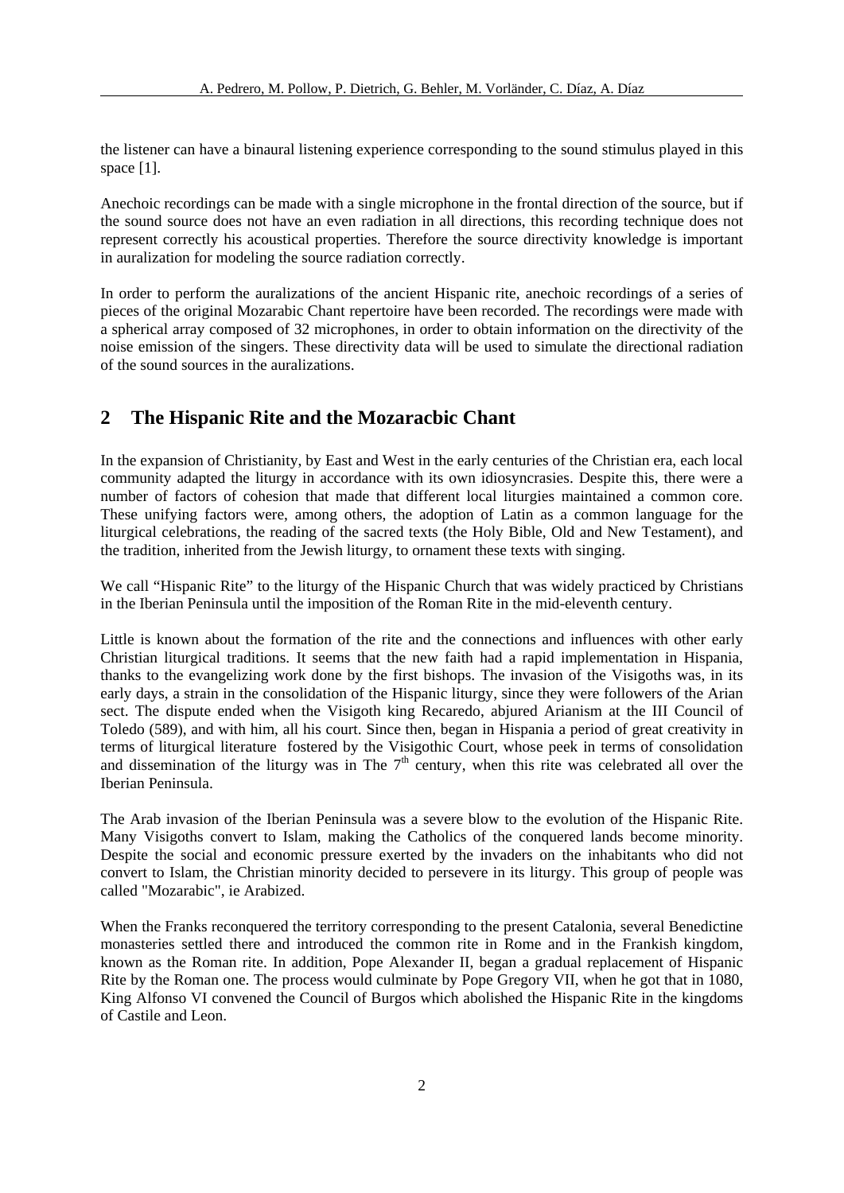the listener can have a binaural listening experience corresponding to the sound stimulus played in this space [1].

Anechoic recordings can be made with a single microphone in the frontal direction of the source, but if the sound source does not have an even radiation in all directions, this recording technique does not represent correctly his acoustical properties. Therefore the source directivity knowledge is important in auralization for modeling the source radiation correctly.

In order to perform the auralizations of the ancient Hispanic rite, anechoic recordings of a series of pieces of the original Mozarabic Chant repertoire have been recorded. The recordings were made with a spherical array composed of 32 microphones, in order to obtain information on the directivity of the noise emission of the singers. These directivity data will be used to simulate the directional radiation of the sound sources in the auralizations.

## 2 The Hispanic Rite and the Mozaracbic Chant

In the expansion of Christianity, by East and West in the early centuries of the Christian era, each local community adapted the liturgy in accordance with its own idiosyncrasies. Despite this, there were a number of factors of cohesion that made that different local liturgies maintained a common core. These unifying factors were, among others, the adoption of Latin as a common language for the liturgical celebrations, the reading of the sacred texts (the Holy Bible, Old and New Testament), and the tradition, inherited from the Jewish liturgy, to ornament these texts with singing.

We call "Hispanic Rite" to the liturgy of the Hispanic Church that was widely practiced by Christians in the Iberian Peninsula until the imposition of the Roman Rite in the mid-eleventh century.

Little is known about the formation of the rite and the connections and influences with other early Christian liturgical traditions. It seems that the new faith had a rapid implementation in Hispania, thanks to the evangelizing work done by the first bishops. The invasion of the Visigoths was, in its early days, a strain in the consolidation of the Hispanic liturgy, since they were followers of the Arian sect. The dispute ended when the Visigoth king Recaredo, abjured Arianism at the III Council of Toledo (589), and with him, all his court. Since then, began in Hispania a period of great creativity in terms of liturgical literature fostered by the Visigothic Court, whose peek in terms of consolidation and dissemination of the liturgy was in The 7th century, when this rite was celebrated all over the Iberian Peninsula.

The Arab invasion of the Iberian Peninsula was a severe blow to the evolution of the Hispanic Rite. Many Visigoths convert to Islam, making the Catholics of the conquered lands become minority. Despite the social and economic pressure exerted by the invaders on the inhabitants who did not convert to Islam, the Christian minority decided to persevere in its liturgy. This group of people was called "Mozarabic", ie Arabized.

When the Franks reconquered the territory corresponding to the present Catalonia, several Benedictine monasteries settled there and introduced the common rite in Rome and in the Frankish kingdom, known as the Roman rite. In addition, Pope Alexander II, began a gradual replacement of Hispanic Rite by the Roman one. The process would culminate by Pope Gregory VII, when he got that in 1080, King Alfonso VI convened the Council of Burgos which abolished the Hispanic Rite in the kingdoms of Castile and Leon.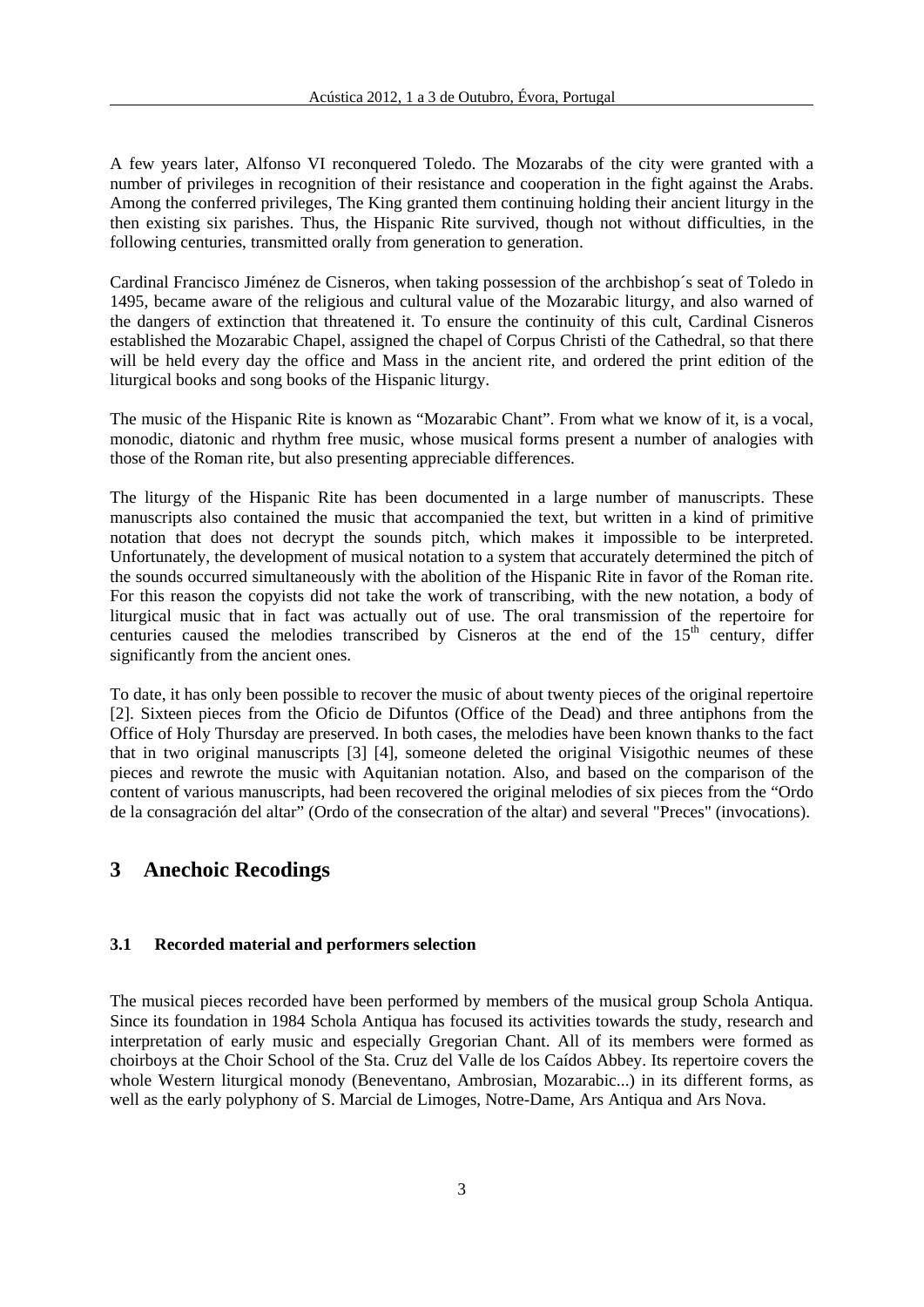A few years later, Alfonso VI reconquered Toledo. The Mozarabs of the city were granted with a number of privileges in recognition of their resistance and cooperation in the fight against the Arabs. Among the conferred privileges, The King granted them continuing holding their ancient liturgy in the then existing six parishes. Thus, the Hispanic Rite survived, though not without difficulties, in the following centuries, transmitted orally from generation to generation.

Cardinal Francisco Jiménez de Cisneros, when taking possession of the archbishop´s seat of Toledo in 1495, became aware of the religious and cultural value of the Mozarabic liturgy, and also warned of the dangers of extinction that threatened it. To ensure the continuity of this cult, Cardinal Cisneros established the Mozarabic Chapel, assigned the chapel of Corpus Christi of the Cathedral, so that there will be held every day the office and Mass in the ancient rite, and ordered the print edition of the liturgical books and song books of the Hispanic liturgy.

The music of the Hispanic Rite is known as "Mozarabic Chant". From what we know of it, is a vocal, monodic, diatonic and rhythm free music, whose musical forms present a number of analogies with those of the Roman rite, but also presenting appreciable differences.

The liturgy of the Hispanic Rite has been documented in a large number of manuscripts. These manuscripts also contained the music that accompanied the text, but written in a kind of primitive notation that does not decrypt the sounds pitch, which makes it impossible to be interpreted. Unfortunately, the development of musical notation to a system that accurately determined the pitch of the sounds occurred simultaneously with the abolition of the Hispanic Rite in favor of the Roman rite. For this reason the copyists did not take the work of transcribing, with the new notation, a body of liturgical music that in fact was actually out of use. The oral transmission of the repertoire for centuries caused the melodies transcribed by Cisneros at the end of the 15th century, differ significantly from the ancient ones.

To date, it has only been possible to recover the music of about twenty pieces of the original repertoire [2]. Sixteen pieces from the Oficio de Difuntos (Office of the Dead) and three antiphons from the Office of Holy Thursday are preserved. In both cases, the melodies have been known thanks to the fact that in two original manuscripts [3] [4], someone deleted the original Visigothic neumes of these pieces and rewrote the music with Aquitanian notation. Also, and based on the comparison of the content of various manuscripts, had been recovered the original melodies of six pieces from the "Ordo de la consagración del altar" (Ordo of the consecration of the altar) and several "Preces" (invocations).

# 3 Anechoic Recodings

## 3.1 Recorded material and performers selection

The musical pieces recorded have been performed by members of the musical group Schola Antiqua. Since its foundation in 1984 Schola Antiqua has focused its activities towards the study, research and interpretation of early music and especially Gregorian Chant. All of its members were formed as choirboys at the Choir School of the Sta. Cruz del Valle de los Caídos Abbey. Its repertoire covers the whole Western liturgical monody (Beneventano, Ambrosian, Mozarabic...) in its different forms, as well as the early polyphony of S. Marcial de Limoges, Notre-Dame, Ars Antiqua and Ars Nova.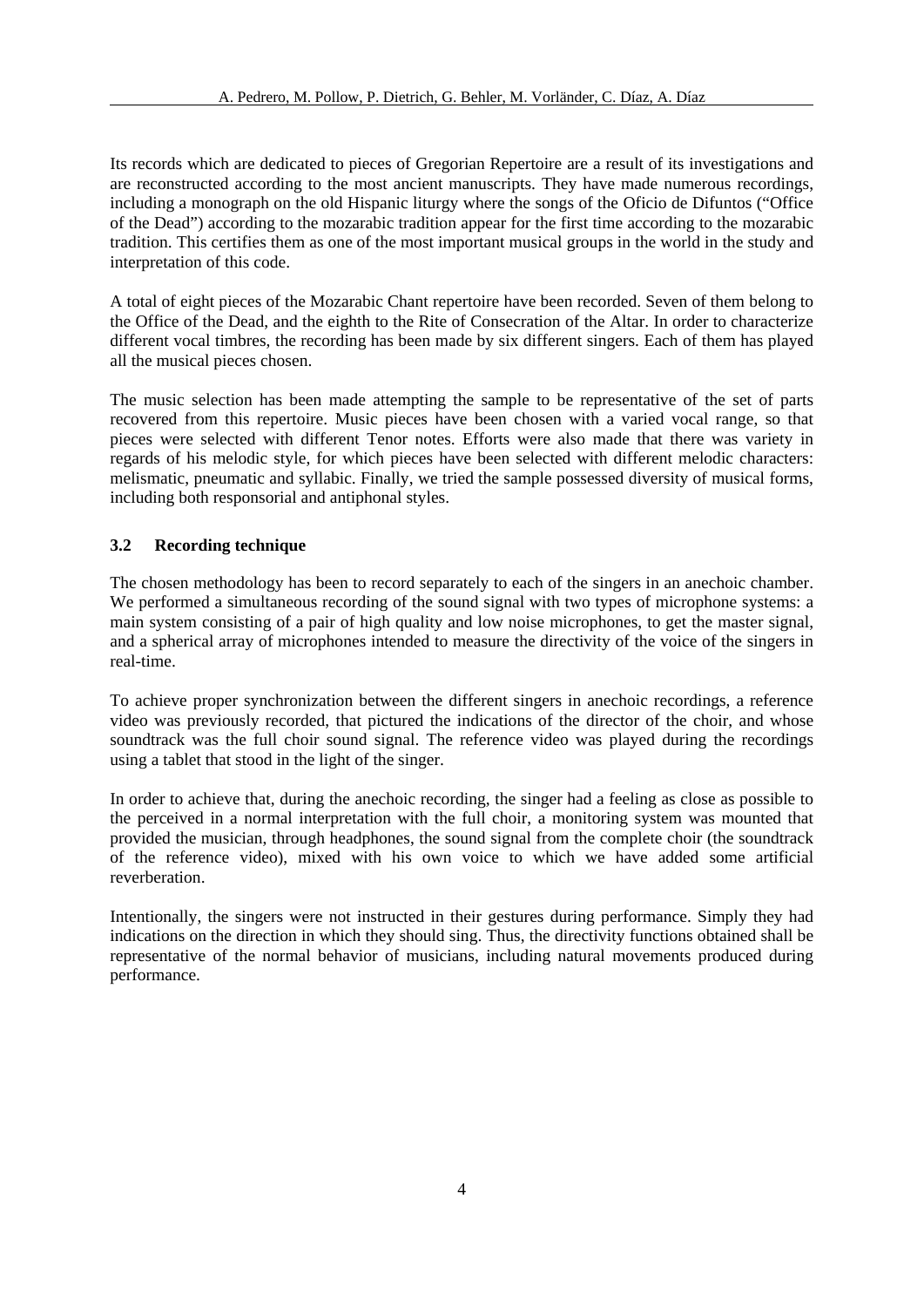Its records which are dedicated to pieces of Gregorian Repertoire are a result of its investigations and are reconstructed according to the most ancient manuscripts. They have made numerous recordings, including a monograph on the old Hispanic liturgy where the songs of the Oficio de Difuntos ("Office of the Dead") according to the mozarabic tradition appear for the first time according to the mozarabic tradition. This certifies them as one of the most important musical groups in the world in the study and interpretation of this code.

A total of eight pieces of the Mozarabic Chant repertoire have been recorded. Seven of them belong to the Office of the Dead, and the eighth to the Rite of Consecration of the Altar. In order to characterize different vocal timbres, the recording has been made by six different singers. Each of them has played all the musical pieces chosen.

The music selection has been made attempting the sample to be representative of the set of parts recovered from this repertoire. Music pieces have been chosen with a varied vocal range, so that pieces were selected with different Tenor notes. Efforts were also made that there was variety in regards of his melodic style, for which pieces have been selected with different melodic characters: melismatic, pneumatic and syllabic. Finally, we tried the sample possessed diversity of musical forms, including both responsorial and antiphonal styles.

### 3.2 Recording technique

The chosen methodology has been to record separately to each of the singers in an anechoic chamber. We performed a simultaneous recording of the sound signal with two types of microphone systems: a main system consisting of a pair of high quality and low noise microphones, to get the master signal, and a spherical array of microphones intended to measure the directivity of the voice of the singers in real-time.

To achieve proper synchronization between the different singers in anechoic recordings, a reference video was previously recorded, that pictured the indications of the director of the choir, and whose soundtrack was the full choir sound signal. The reference video was played during the recordings using a tablet that stood in the light of the singer.

In order to achieve that, during the anechoic recording, the singer had a feeling as close as possible to the perceived in a normal interpretation with the full choir, a monitoring system was mounted that provided the musician, through headphones, the sound signal from the complete choir (the soundtrack of the reference video), mixed with his own voice to which we have added some artificial reverberation.

Intentionally, the singers were not instructed in their gestures during performance. Simply they had indications on the direction in which they should sing. Thus, the directivity functions obtained shall be representative of the normal behavior of musicians, including natural movements produced during performance.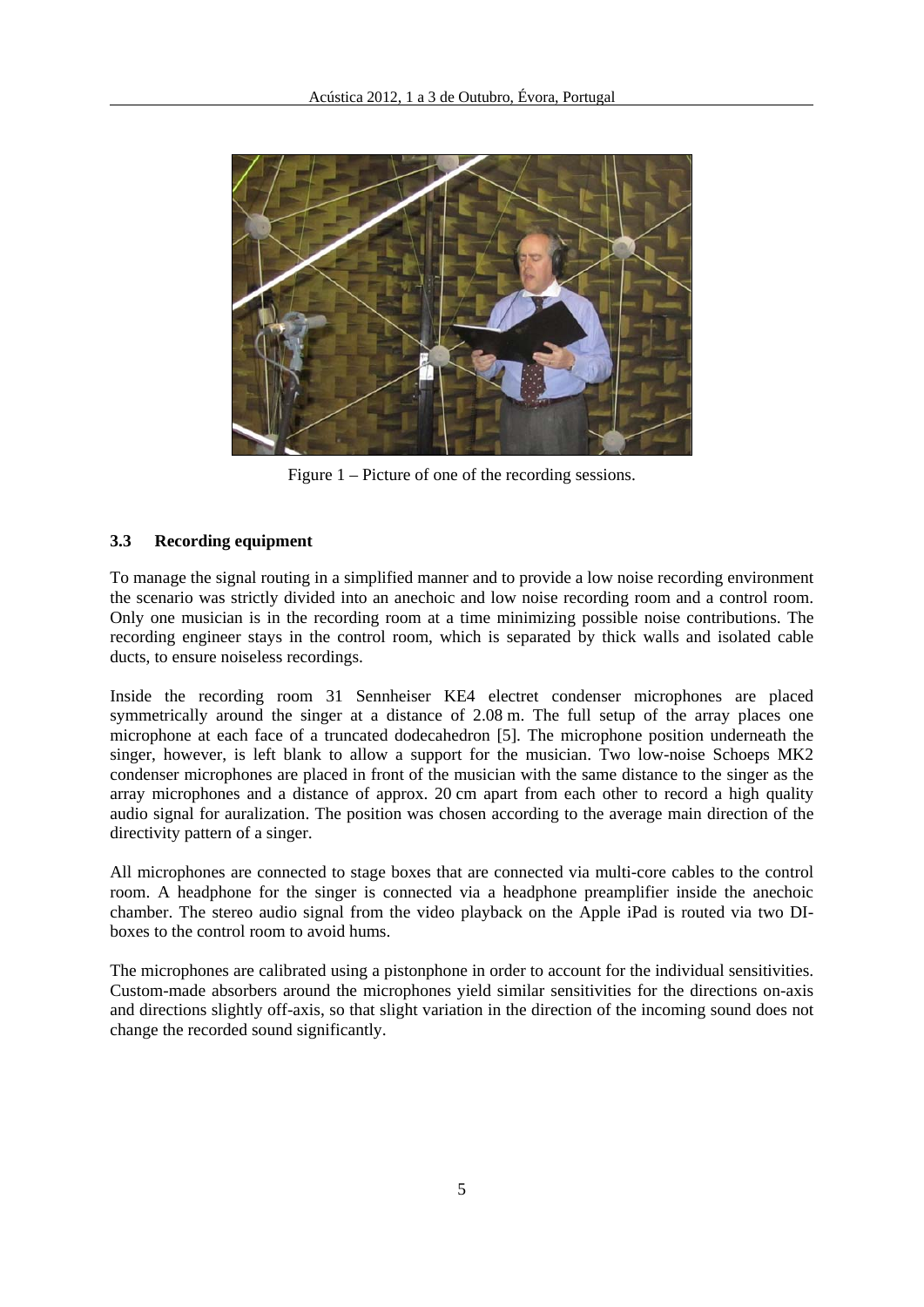Figure 1 – Picture of one of the recording sessions.

### 3.3 Recording equipment

To manage the signal routing in a simplified manner and to provide a low noise recording environment the scenario was strictly divided into an anechoic and low noise recording room and a control room. Only one musician is in the recording room at a time minimizing possible noise contributions. The recording engineer stays in the control room, which is separated by thick walls and isolated cable ducts, to ensure noiseless recordings.

Inside the recording room 31 Sennheiser KE4 electret condenser microphones are placed symmetrically around the singer at a distance of 2.08 m. The full setup of the array places one microphone at each face of a truncated dodecahedron [5]. The microphone position underneath the singer, however, is left blank to allow a support for the musician. Two low-noise Schoeps MK2 condenser microphones are placed in front of the musician with the same distance to the singer as the array microphones and a distance of approx. 20 cm apart from each other to record a high quality audio signal for auralization. The position was chosen according to the average main direction of the directivity pattern of a singer.

All microphones are connected to stage boxes that are connected via multi-core cables to the control room. A headphone for the singer is connected via a headphone preamplifier inside the anechoic chamber. The stereo audio signal from the video playback on the Apple iPad is routed via two DI-boxes to the control room to avoid hums.

The microphones are calibrated using a pistonphone in order to account for the individual sensitivities. Custom-made absorbers around the microphones yield similar sensitivities for the directions on-axis and directions slightly off-axis, so that slight variation in the direction of the incoming sound does not change the recorded sound significantly.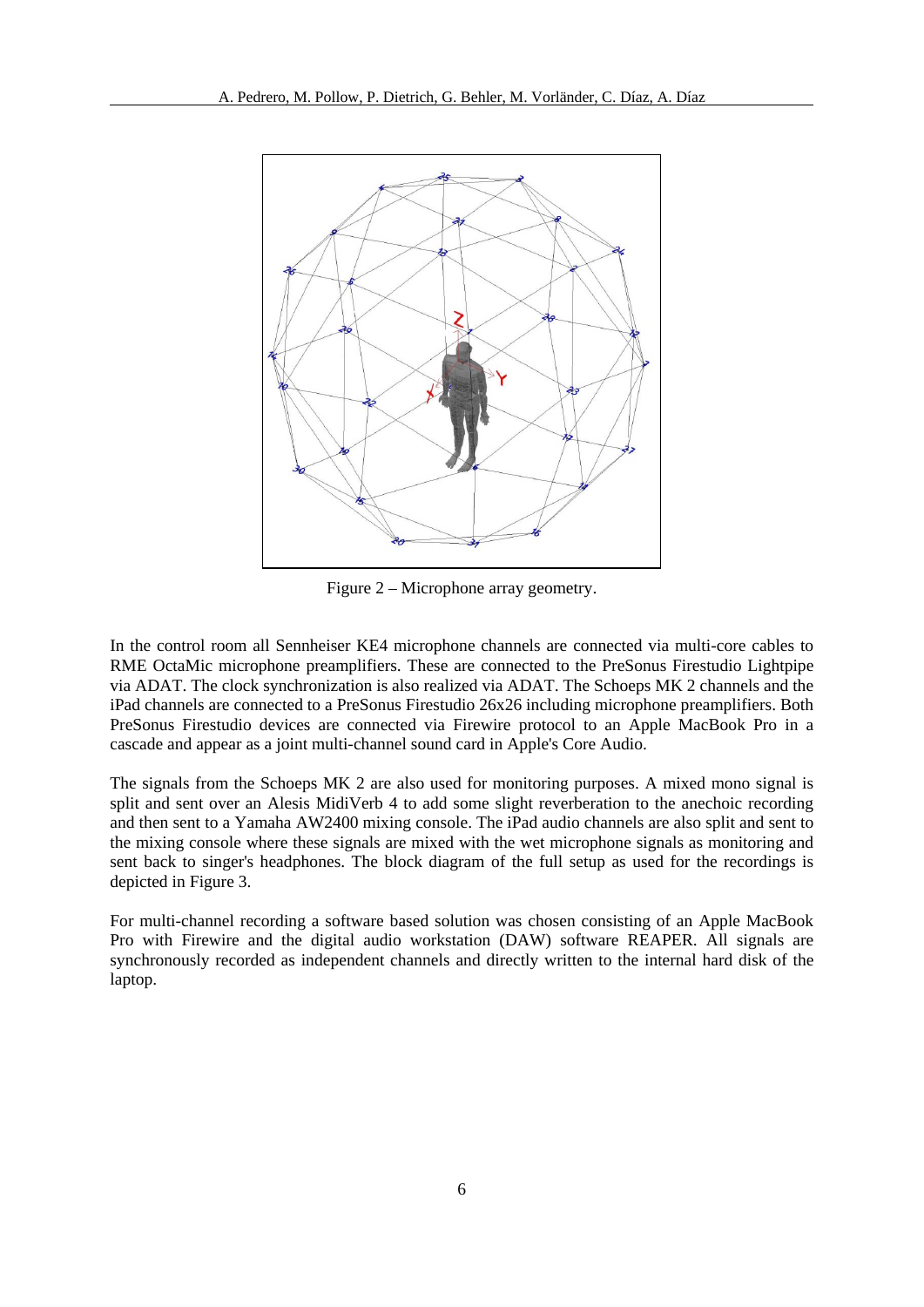Figure 2 – Microphone array geometry.

In the control room all Sennheiser KE4 microphone channels are connected via multi-core cables to RME OctaMic microphone preamplifiers. These are connected to the PreSonus Firestudio Lightpipe via ADAT. The clock synchronization is also realized via ADAT. The Schoeps MK 2 channels and the iPad channels are connected to a PreSonus Firestudio 26x26 including microphone preamplifiers. Both PreSonus Firestudio devices are connected via Firewire protocol to an Apple MacBook Pro in a cascade and appear as a joint multi-channel sound card in Apple's Core Audio.

The signals from the Schoeps MK 2 are also used for monitoring purposes. A mixed mono signal is split and sent over an Alesis MidiVerb 4 to add some slight reverberation to the anechoic recording and then sent to a Yamaha AW2400 mixing console. The iPad audio channels are also split and sent to the mixing console where these signals are mixed with the wet microphone signals as monitoring and sent back to singer's headphones. The block diagram of the full setup as used for the recordings is depicted in Figure 3.

For multi-channel recording a software based solution was chosen consisting of an Apple MacBook Pro with Firewire and the digital audio workstation (DAW) software REAPER. All signals are synchronously recorded as independent channels and directly written to the internal hard disk of the laptop.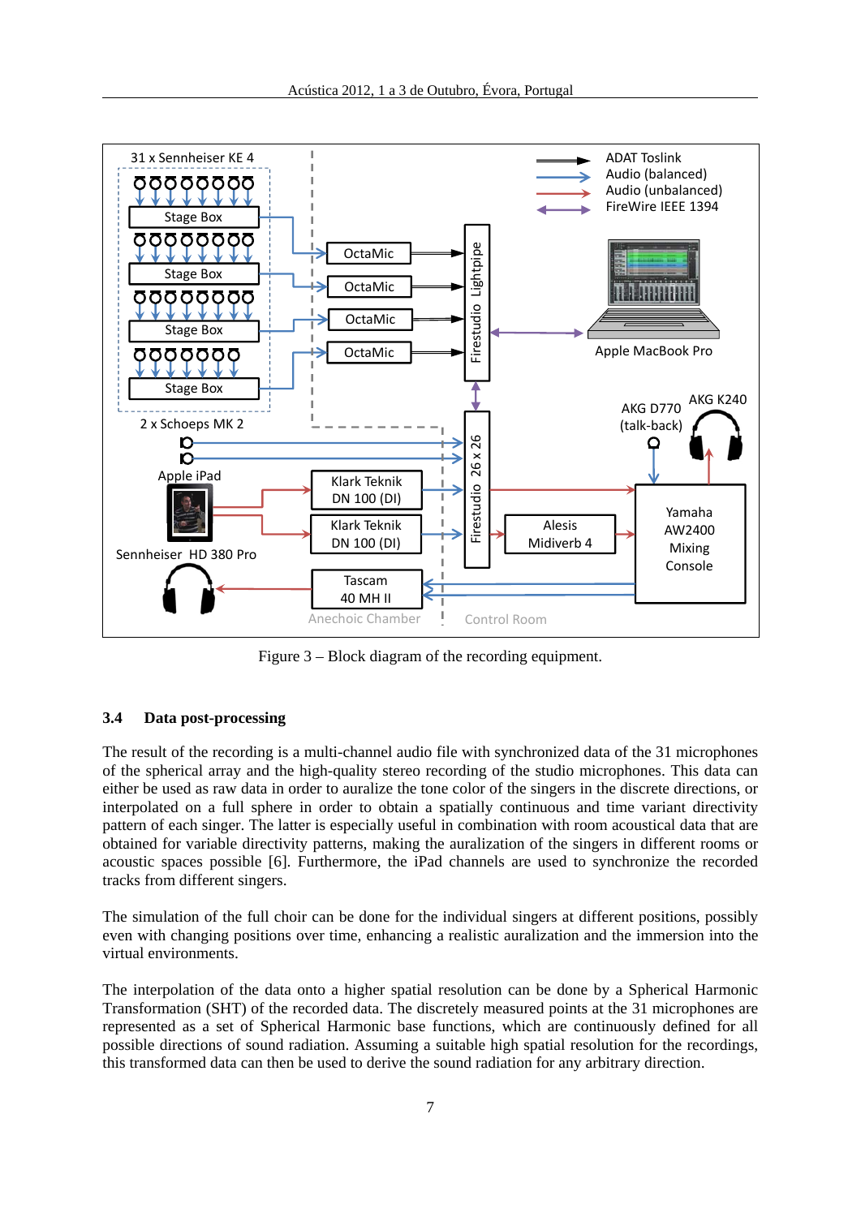Figure 3 – Block diagram of the recording equipment.

### 3.4 Data post-processing

The result of the recording is a multi-channel audio file with synchronized data of the 31 microphones of the spherical array and the high-quality stereo recording of the studio microphones. This data can either be used as raw data in order to auralize the tone color of the singers in the discrete directions, or interpolated on a full sphere in order to obtain a spatially continuous and time variant directivity pattern of each singer. The latter is especially useful in combination with room acoustical data that are obtained for variable directivity patterns, making the auralization of the singers in different rooms or acoustic spaces possible [6]. Furthermore, the iPad channels are used to synchronize the recorded tracks from different singers.

The simulation of the full choir can be done for the individual singers at different positions, possibly even with changing positions over time, enhancing a realistic auralization and the immersion into the virtual environments.

The interpolation of the data onto a higher spatial resolution can be done by a Spherical Harmonic Transformation (SHT) of the recorded data. The discretely measured points at the 31 microphones are represented as a set of Spherical Harmonic base functions, which are continuously defined for all possible directions of sound radiation. Assuming a suitable high spatial resolution for the recordings, this transformed data can then be used to derive the sound radiation for any arbitrary direction.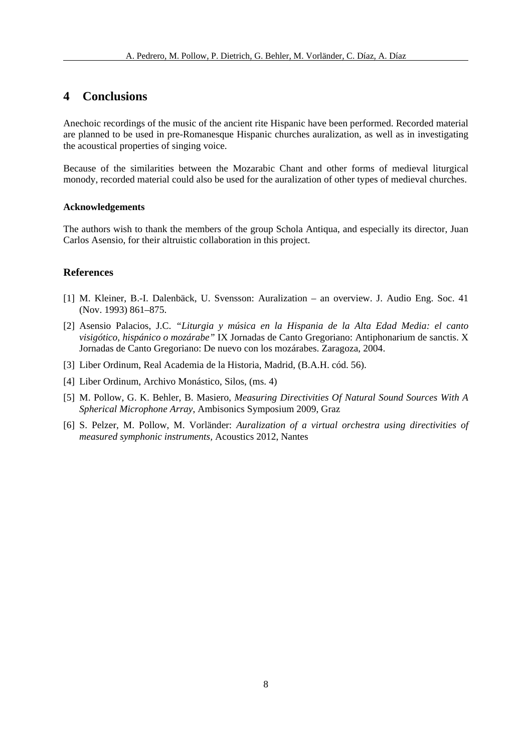## 4 Conclusions

Anechoic recordings of the music of the ancient rite Hispanic have been performed. Recorded material are planned to be used in pre-Romanesque Hispanic churches auralization, as well as in investigating the acoustical properties of singing voice.

Because of the similarities between the Mozarabic Chant and other forms of medieval liturgical monody, recorded material could also be used for the auralization of other types of medieval churches.

**Acknowledgements**

The authors wish to thank the members of the group Schola Antiqua, and especially its director, Juan Carlos Asensio, for their altruistic collaboration in this project.

## References

[1] M. Kleiner, B.-I. Dalenbäck, U. Svensson: Auralization – an overview. J. Audio Eng. Soc. 41 (Nov. 1993) 861–875.

[2] Asensio Palacios, J.C. *"Liturgia y música en la Hispania de la Alta Edad Media: el canto visigótico, hispánico o mozárabe"* IX Jornadas de Canto Gregoriano: Antiphonarium de sanctis. X Jornadas de Canto Gregoriano: De nuevo con los mozárabes. Zaragoza, 2004.

[3] Liber Ordinum, Real Academia de la Historia, Madrid, (B.A.H. cód. 56).

[4] Liber Ordinum, Archivo Monástico, Silos, (ms. 4)

[5] M. Pollow, G. K. Behler, B. Masiero, *Measuring Directivities Of Natural Sound Sources With A Spherical Microphone Array*, Ambisonics Symposium 2009, Graz

[6] S. Pelzer, M. Pollow, M. Vorländer: *Auralization of a virtual orchestra using directivities of measured symphonic instruments,* Acoustics 2012, Nantes